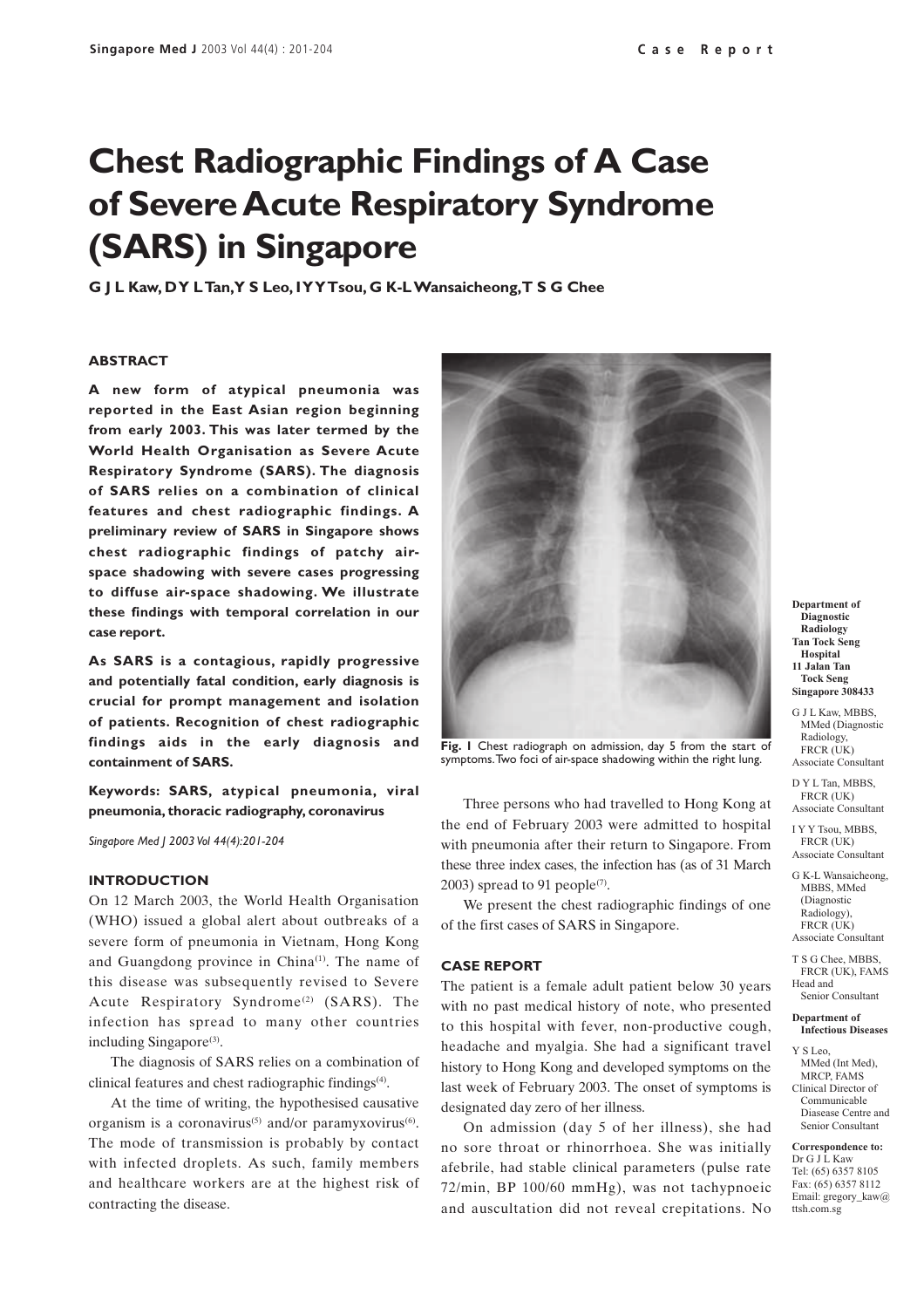# Chest Radiographic Findings of A Case of Severe Acute Respiratory Syndrome (SARS) in Singapore

**G J L Kaw, D Y L Tan, Y S Leo, I Y Y Tsou, G K-L Wansaicheong, T S G Chee**

### ABSTRACT

**A new form of atypical pneumonia was reported in the East Asian region beginning from early 2003. This was later termed by the World Health Organisation as Severe Acute Respiratory Syndrome (SARS). The diagnosis of SARS relies on a combination of clinical features and chest radiographic findings. A preliminary review of SARS in Singapore shows chest radiographic findings of patchy air-space shadowing with severe cases progressing to diffuse air-space shadowing. We illustrate these findings with temporal correlation in our case report.**

**As SARS is a contagious, rapidly progressive and potentially fatal condition, early diagnosis is crucial for prompt management and isolation of patients. Recognition of chest radiographic findings aids in the early diagnosis and containment of SARS.**

**Keywords: SARS, atypical pneumonia, viral pneumonia, thoracic radiography, coronavirus**

*Singapore Med J 2003 Vol 44(4):201-204*

### INTRODUCTION

On 12 March 2003, the World Health Organisation (WHO) issued a global alert about outbreaks of a severe form of pneumonia in Vietnam, Hong Kong and Guangdong province in China[1]. The name of this disease was subsequently revised to Severe Acute Respiratory Syndrome[2] (SARS). The infection has spread to many other countries including Singapore[3].

The diagnosis of SARS relies on a combination of clinical features and chest radiographic findings[4].

At the time of writing, the hypothesised causative organism is a coronavirus[5] and/or paramyxovirus[6]. The mode of transmission is probably by contact with infected droplets. As such, family members and healthcare workers are at the highest risk of contracting the disease.

**Fig. 1** Chest radiograph on admission, day 5 from the start of symptoms. Two foci of air-space shadowing within the right lung.

Three persons who had travelled to Hong Kong at the end of February 2003 were admitted to hospital with pneumonia after their return to Singapore. From these three index cases, the infection has (as of 31 March 2003) spread to 91 people[7].

We present the chest radiographic findings of one of the first cases of SARS in Singapore.

### CASE REPORT

The patient is a female adult patient below 30 years with no past medical history of note, who presented to this hospital with fever, non-productive cough, headache and myalgia. She had a significant travel history to Hong Kong and developed symptoms on the last week of February 2003. The onset of symptoms is designated day zero of her illness.

On admission (day 5 of her illness), she had no sore throat or rhinorrhoea. She was initially afebrile, had stable clinical parameters (pulse rate 72/min, BP 100/60 mmHg), was not tachypnoeic and auscultation did not reveal crepitations. No

**Department of Diagnostic Radiology**
**Tan Tock Seng Hospital**
**11 Jalan Tan Tock Seng**
**Singapore 308433**

G J L Kaw, MBBS, MMed (Diagnostic Radiology), FRCR (UK)
Associate Consultant

D Y L Tan, MBBS, FRCR (UK)
Associate Consultant

I Y Y Tsou, MBBS, FRCR (UK)
Associate Consultant

G K-L Wansaicheong, MBBS, MMed (Diagnostic Radiology), FRCR (UK)
Associate Consultant

T S G Chee, MBBS, FRCR (UK), FAMS
Head and Senior Consultant

**Department of Infectious Diseases**

Y S Leo, MMed (Int Med), MRCP, FAMS
Clinical Director of Communicable Diasease Centre and Senior Consultant

**Correspondence to:**
Dr G J L Kaw
Tel: (65) 6357 8105
Fax: (65) 6357 8112
Email: gregory_kaw@ttsh.com.sg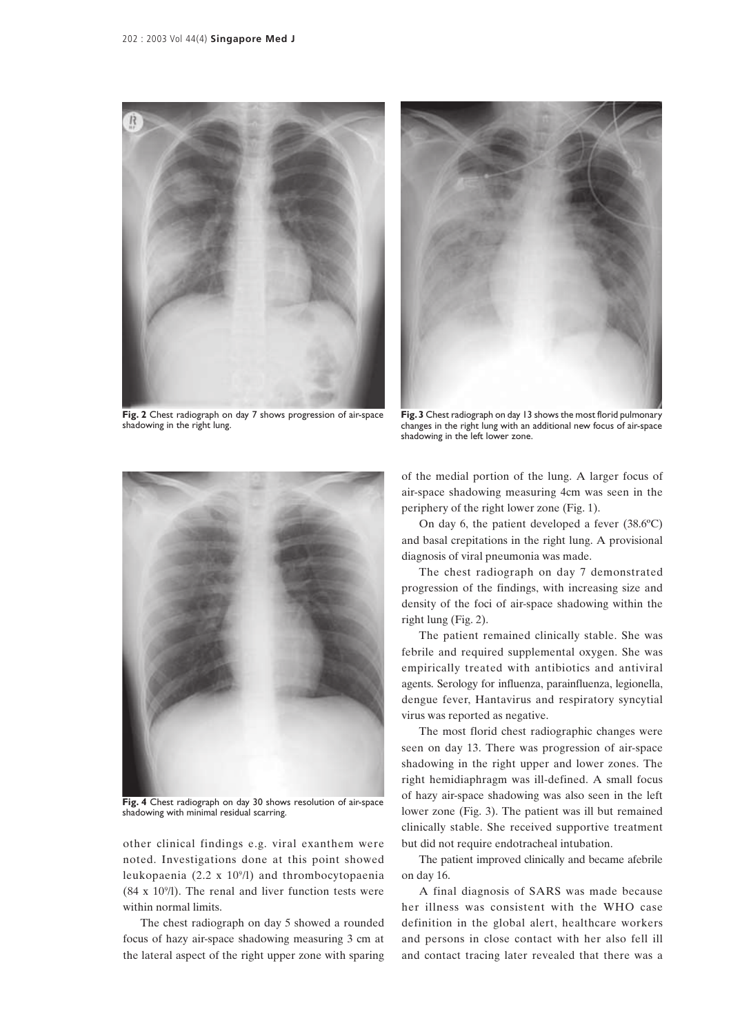Fig. 2 Chest radiograph on day 7 shows progression of air-space shadowing in the right lung.

Fig. 3 Chest radiograph on day 13 shows the most florid pulmonary changes in the right lung with an additional new focus of air-space shadowing in the left lower zone.

Fig. 4 Chest radiograph on day 30 shows resolution of air-space shadowing with minimal residual scarring.

other clinical findings e.g. viral exanthem were noted. Investigations done at this point showed leukopaenia ($2.2 \times 10^9$/l) and thrombocytopaenia ($84 \times 10^9$/l). The renal and liver function tests were within normal limits.

The chest radiograph on day 5 showed a rounded focus of hazy air-space shadowing measuring 3 cm at the lateral aspect of the right upper zone with sparing of the medial portion of the lung. A larger focus of air-space shadowing measuring 4cm was seen in the periphery of the right lower zone (Fig. 1).

On day 6, the patient developed a fever (38.6ºC) and basal crepitations in the right lung. A provisional diagnosis of viral pneumonia was made.

The chest radiograph on day 7 demonstrated progression of the findings, with increasing size and density of the foci of air-space shadowing within the right lung (Fig. 2).

The patient remained clinically stable. She was febrile and required supplemental oxygen. She was empirically treated with antibiotics and antiviral agents. Serology for influenza, parainfluenza, legionella, dengue fever, Hantavirus and respiratory syncytial virus was reported as negative.

The most florid chest radiographic changes were seen on day 13. There was progression of air-space shadowing in the right upper and lower zones. The right hemidiaphragm was ill-defined. A small focus of hazy air-space shadowing was also seen in the left lower zone (Fig. 3). The patient was ill but remained clinically stable. She received supportive treatment but did not require endotracheal intubation.

The patient improved clinically and became afebrile on day 16.

A final diagnosis of SARS was made because her illness was consistent with the WHO case definition in the global alert, healthcare workers and persons in close contact with her also fell ill and contact tracing later revealed that there was a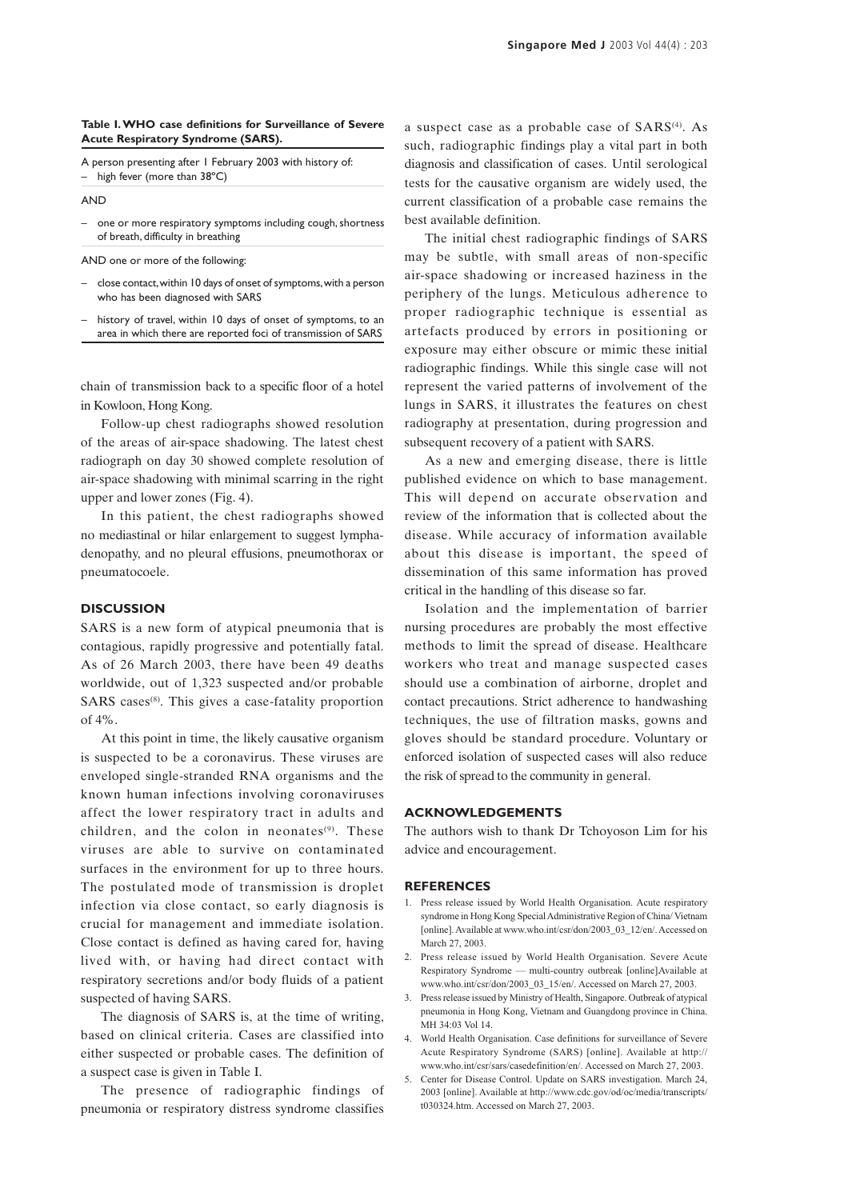**Table I. WHO case definitions for Surveillance of Severe Acute Respiratory Syndrome (SARS).**

| A person presenting after 1 February 2003 with history of: |
|---|
| – high fever (more than 38°C) |
| AND |
| – one or more respiratory symptoms including cough, shortness of breath, difficulty in breathing |
| AND one or more of the following: |
| – close contact, within 10 days of onset of symptoms, with a person who has been diagnosed with SARS |
| – history of travel, within 10 days of onset of symptoms, to an area in which there are reported foci of transmission of SARS |

chain of transmission back to a specific floor of a hotel in Kowloon, Hong Kong.

Follow-up chest radiographs showed resolution of the areas of air-space shadowing. The latest chest radiograph on day 30 showed complete resolution of air-space shadowing with minimal scarring in the right upper and lower zones (Fig. 4).

In this patient, the chest radiographs showed no mediastinal or hilar enlargement to suggest lymphadenopathy, and no pleural effusions, pneumothorax or pneumatocoele.

## DISCUSSION

SARS is a new form of atypical pneumonia that is contagious, rapidly progressive and potentially fatal. As of 26 March 2003, there have been 49 deaths worldwide, out of 1,323 suspected and/or probable SARS cases[8]. This gives a case-fatality proportion of 4%.

At this point in time, the likely causative organism is suspected to be a coronavirus. These viruses are enveloped single-stranded RNA organisms and the known human infections involving coronaviruses affect the lower respiratory tract in adults and children, and the colon in neonates[9]. These viruses are able to survive on contaminated surfaces in the environment for up to three hours. The postulated mode of transmission is droplet infection via close contact, so early diagnosis is crucial for management and immediate isolation. Close contact is defined as having cared for, having lived with, or having had direct contact with respiratory secretions and/or body fluids of a patient suspected of having SARS.

The diagnosis of SARS is, at the time of writing, based on clinical criteria. Cases are classified into either suspected or probable cases. The definition of a suspect case is given in Table I.

The presence of radiographic findings of pneumonia or respiratory distress syndrome classifies a suspect case as a probable case of SARS[4]. As such, radiographic findings play a vital part in both diagnosis and classification of cases. Until serological tests for the causative organism are widely used, the current classification of a probable case remains the best available definition.

The initial chest radiographic findings of SARS may be subtle, with small areas of non-specific air-space shadowing or increased haziness in the periphery of the lungs. Meticulous adherence to proper radiographic technique is essential as artefacts produced by errors in positioning or exposure may either obscure or mimic these initial radiographic findings. While this single case will not represent the varied patterns of involvement of the lungs in SARS, it illustrates the features on chest radiography at presentation, during progression and subsequent recovery of a patient with SARS.

As a new and emerging disease, there is little published evidence on which to base management. This will depend on accurate observation and review of the information that is collected about the disease. While accuracy of information available about this disease is important, the speed of dissemination of this same information has proved critical in the handling of this disease so far.

Isolation and the implementation of barrier nursing procedures are probably the most effective methods to limit the spread of disease. Healthcare workers who treat and manage suspected cases should use a combination of airborne, droplet and contact precautions. Strict adherence to handwashing techniques, the use of filtration masks, gowns and gloves should be standard procedure. Voluntary or enforced isolation of suspected cases will also reduce the risk of spread to the community in general.

## ACKNOWLEDGEMENTS

The authors wish to thank Dr Tchoyoson Lim for his advice and encouragement.

## REFERENCES

1. Press release issued by World Health Organisation. Acute respiratory syndrome in Hong Kong Special Administrative Region of China/ Vietnam [online]. Available at www.who.int/csr/don/2003_03_12/en/. Accessed on March 27, 2003.
2. Press release issued by World Health Organisation. Severe Acute Respiratory Syndrome — multi-country outbreak [online]Available at www.who.int/csr/don/2003_03_15/en/. Accessed on March 27, 2003.
3. Press release issued by Ministry of Health, Singapore. Outbreak of atypical pneumonia in Hong Kong, Vietnam and Guangdong province in China. MH 34:03 Vol 14.
4. World Health Organisation. Case definitions for surveillance of Severe Acute Respiratory Syndrome (SARS) [online]. Available at http://www.who.int/csr/sars/casedefinition/en/. Accessed on March 27, 2003.
5. Center for Disease Control. Update on SARS investigation. March 24, 2003 [online]. Available at http://www.cdc.gov/od/oc/media/transcripts/t030324.htm. Accessed on March 27, 2003.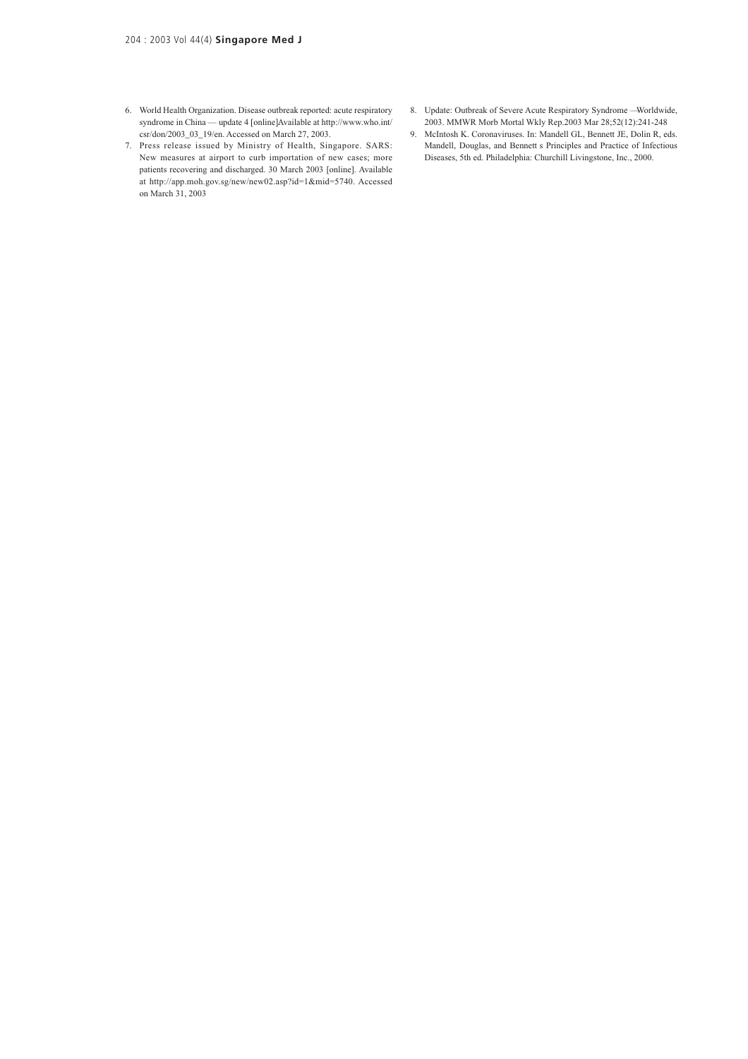6. World Health Organization. Disease outbreak reported: acute respiratory syndrome in China — update 4 [online]Available at http://www.who.int/csr/don/2003_03_19/en. Accessed on March 27, 2003.
7. Press release issued by Ministry of Health, Singapore. SARS: New measures at airport to curb importation of new cases; more patients recovering and discharged. 30 March 2003 [online]. Available at http://app.moh.gov.sg/new/new02.asp?id=1&mid=5740. Accessed on March 31, 2003
8. Update: Outbreak of Severe Acute Respiratory Syndrome —Worldwide, 2003. MMWR Morb Mortal Wkly Rep.2003 Mar 28;52(12):241-248
9. McIntosh K. Coronaviruses. In: Mandell GL, Bennett JE, Dolin R, eds. Mandell, Douglas, and Bennett s Principles and Practice of Infectious Diseases, 5th ed. Philadelphia: Churchill Livingstone, Inc., 2000.